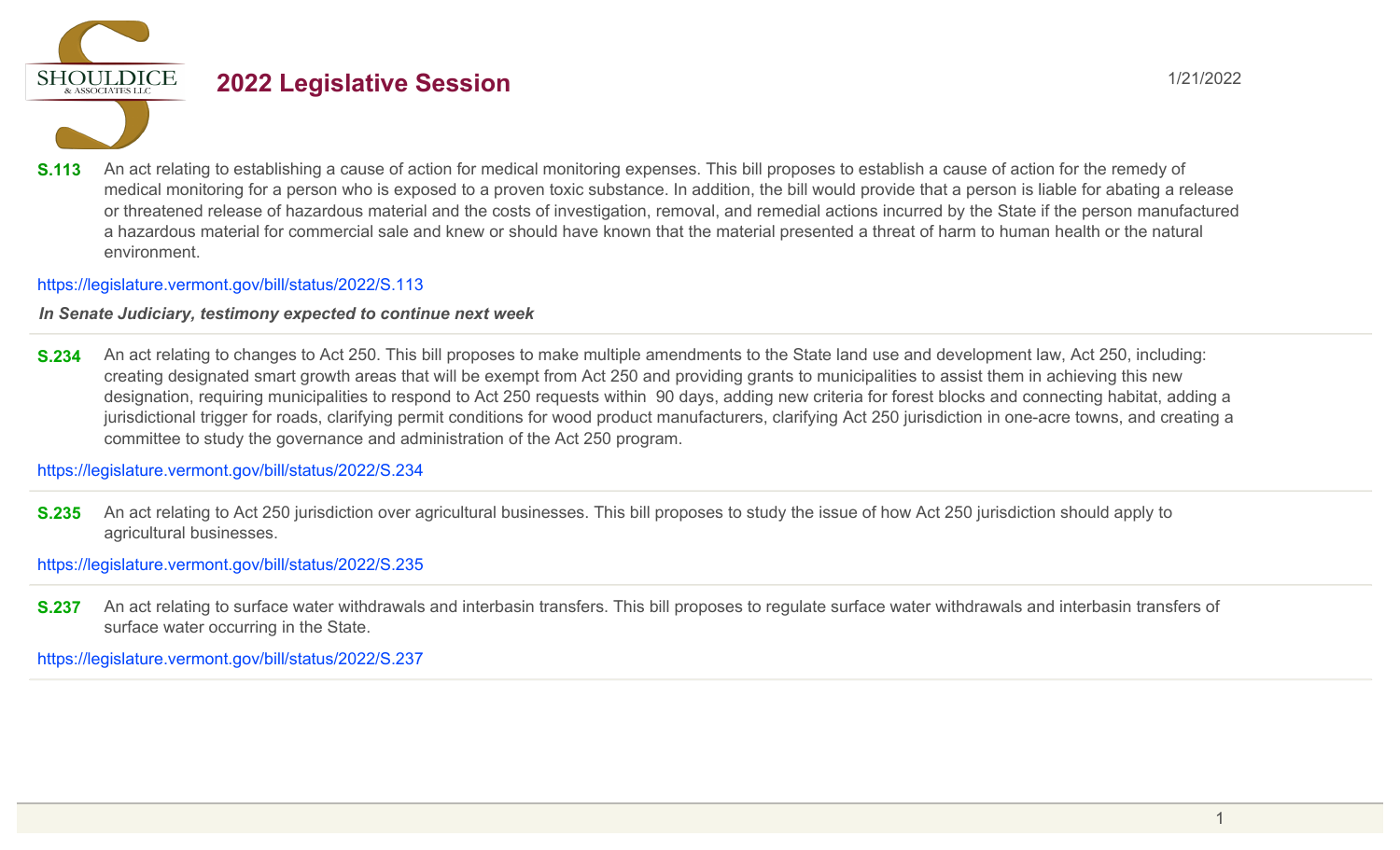SHOULDICE & ASSOCIATES LLC

# 2022 Legislative Session

1/21/2022

**S.113** An act relating to establishing a cause of action for medical monitoring expenses. This bill proposes to establish a cause of action for the remedy of medical monitoring for a person who is exposed to a proven toxic substance. In addition, the bill would provide that a person is liable for abating a release or threatened release of hazardous material and the costs of investigation, removal, and remedial actions incurred by the State if the person manufactured a hazardous material for commercial sale and knew or should have known that the material presented a threat of harm to human health or the natural environment.

https://legislature.vermont.gov/bill/status/2022/S.113

***In Senate Judiciary, testimony expected to continue next week***

---

**S.234** An act relating to changes to Act 250. This bill proposes to make multiple amendments to the State land use and development law, Act 250, including: creating designated smart growth areas that will be exempt from Act 250 and providing grants to municipalities to assist them in achieving this new designation, requiring municipalities to respond to Act 250 requests within 90 days, adding new criteria for forest blocks and connecting habitat, adding a jurisdictional trigger for roads, clarifying permit conditions for wood product manufacturers, clarifying Act 250 jurisdiction in one-acre towns, and creating a committee to study the governance and administration of the Act 250 program.

https://legislature.vermont.gov/bill/status/2022/S.234

---

**S.235** An act relating to Act 250 jurisdiction over agricultural businesses. This bill proposes to study the issue of how Act 250 jurisdiction should apply to agricultural businesses.

https://legislature.vermont.gov/bill/status/2022/S.235

---

**S.237** An act relating to surface water withdrawals and interbasin transfers. This bill proposes to regulate surface water withdrawals and interbasin transfers of surface water occurring in the State.

https://legislature.vermont.gov/bill/status/2022/S.237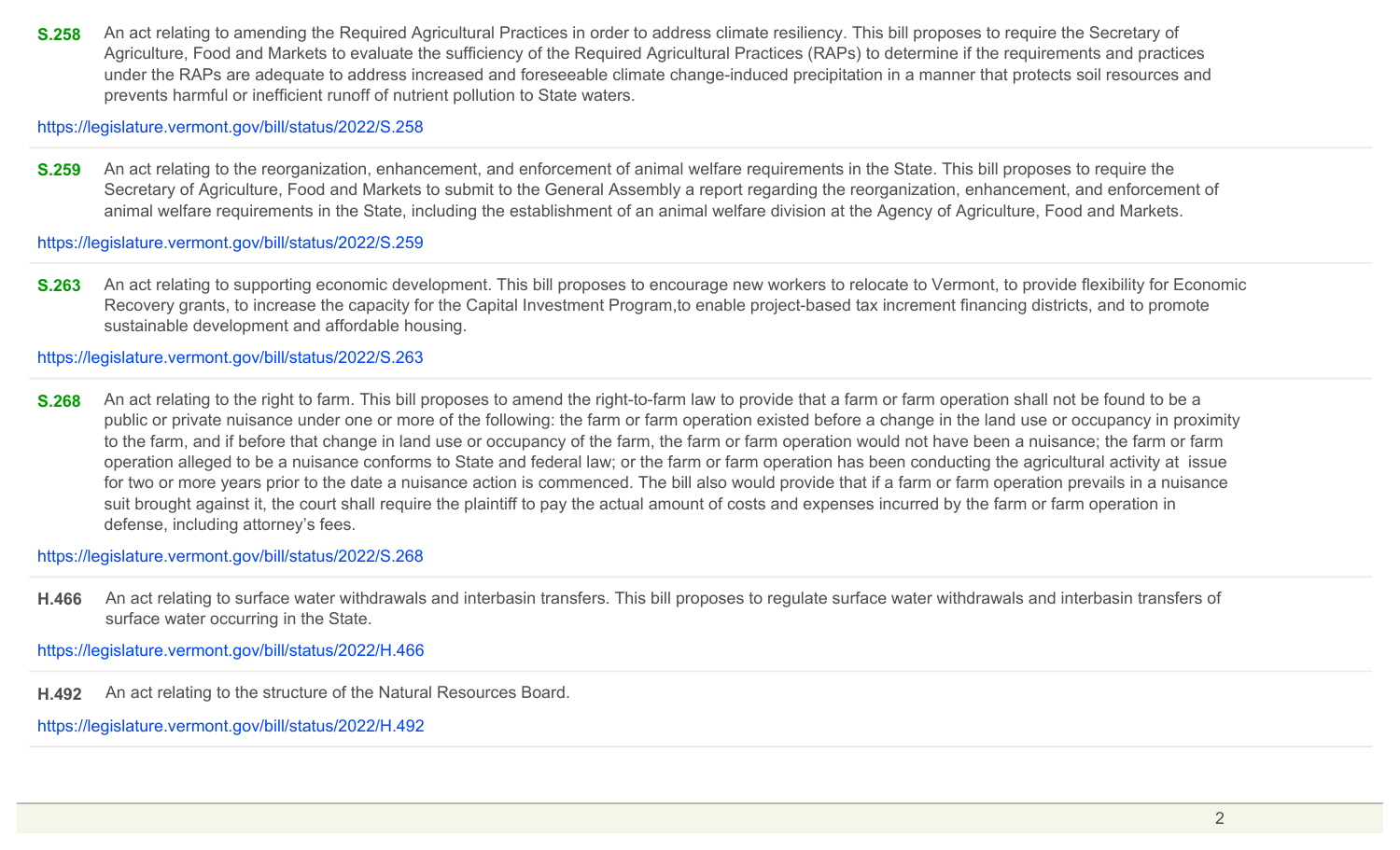**S.258** An act relating to amending the Required Agricultural Practices in order to address climate resiliency. This bill proposes to require the Secretary of Agriculture, Food and Markets to evaluate the sufficiency of the Required Agricultural Practices (RAPs) to determine if the requirements and practices under the RAPs are adequate to address increased and foreseeable climate change-induced precipitation in a manner that protects soil resources and prevents harmful or inefficient runoff of nutrient pollution to State waters.

https://legislature.vermont.gov/bill/status/2022/S.258

---

**S.259** An act relating to the reorganization, enhancement, and enforcement of animal welfare requirements in the State. This bill proposes to require the Secretary of Agriculture, Food and Markets to submit to the General Assembly a report regarding the reorganization, enhancement, and enforcement of animal welfare requirements in the State, including the establishment of an animal welfare division at the Agency of Agriculture, Food and Markets.

https://legislature.vermont.gov/bill/status/2022/S.259

---

**S.263** An act relating to supporting economic development. This bill proposes to encourage new workers to relocate to Vermont, to provide flexibility for Economic Recovery grants, to increase the capacity for the Capital Investment Program,to enable project-based tax increment financing districts, and to promote sustainable development and affordable housing.

https://legislature.vermont.gov/bill/status/2022/S.263

---

**S.268** An act relating to the right to farm. This bill proposes to amend the right-to-farm law to provide that a farm or farm operation shall not be found to be a public or private nuisance under one or more of the following: the farm or farm operation existed before a change in the land use or occupancy in proximity to the farm, and if before that change in land use or occupancy of the farm, the farm or farm operation would not have been a nuisance; the farm or farm operation alleged to be a nuisance conforms to State and federal law; or the farm or farm operation has been conducting the agricultural activity at issue for two or more years prior to the date a nuisance action is commenced. The bill also would provide that if a farm or farm operation prevails in a nuisance suit brought against it, the court shall require the plaintiff to pay the actual amount of costs and expenses incurred by the farm or farm operation in defense, including attorney's fees.

https://legislature.vermont.gov/bill/status/2022/S.268

---

**H.466** An act relating to surface water withdrawals and interbasin transfers. This bill proposes to regulate surface water withdrawals and interbasin transfers of surface water occurring in the State.

https://legislature.vermont.gov/bill/status/2022/H.466

---

**H.492** An act relating to the structure of the Natural Resources Board.

https://legislature.vermont.gov/bill/status/2022/H.492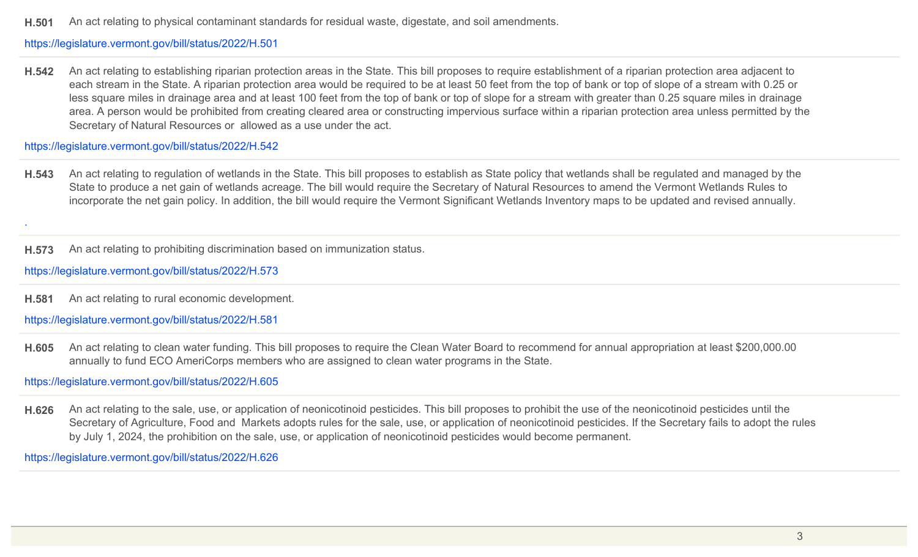**H.501** An act relating to physical contaminant standards for residual waste, digestate, and soil amendments.

https://legislature.vermont.gov/bill/status/2022/H.501

---

**H.542** An act relating to establishing riparian protection areas in the State. This bill proposes to require establishment of a riparian protection area adjacent to each stream in the State. A riparian protection area would be required to be at least 50 feet from the top of bank or top of slope of a stream with 0.25 or less square miles in drainage area and at least 100 feet from the top of bank or top of slope for a stream with greater than 0.25 square miles in drainage area. A person would be prohibited from creating cleared area or constructing impervious surface within a riparian protection area unless permitted by the Secretary of Natural Resources or allowed as a use under the act.

https://legislature.vermont.gov/bill/status/2022/H.542

---

**H.543** An act relating to regulation of wetlands in the State. This bill proposes to establish as State policy that wetlands shall be regulated and managed by the State to produce a net gain of wetlands acreage. The bill would require the Secretary of Natural Resources to amend the Vermont Wetlands Rules to incorporate the net gain policy. In addition, the bill would require the Vermont Significant Wetlands Inventory maps to be updated and revised annually.

.

---

**H.573** An act relating to prohibiting discrimination based on immunization status.

https://legislature.vermont.gov/bill/status/2022/H.573

---

**H.581** An act relating to rural economic development.

https://legislature.vermont.gov/bill/status/2022/H.581

---

**H.605** An act relating to clean water funding. This bill proposes to require the Clean Water Board to recommend for annual appropriation at least $200,000.00 annually to fund ECO AmeriCorps members who are assigned to clean water programs in the State.

https://legislature.vermont.gov/bill/status/2022/H.605

---

**H.626** An act relating to the sale, use, or application of neonicotinoid pesticides. This bill proposes to prohibit the use of the neonicotinoid pesticides until the Secretary of Agriculture, Food and Markets adopts rules for the sale, use, or application of neonicotinoid pesticides. If the Secretary fails to adopt the rules by July 1, 2024, the prohibition on the sale, use, or application of neonicotinoid pesticides would become permanent.

https://legislature.vermont.gov/bill/status/2022/H.626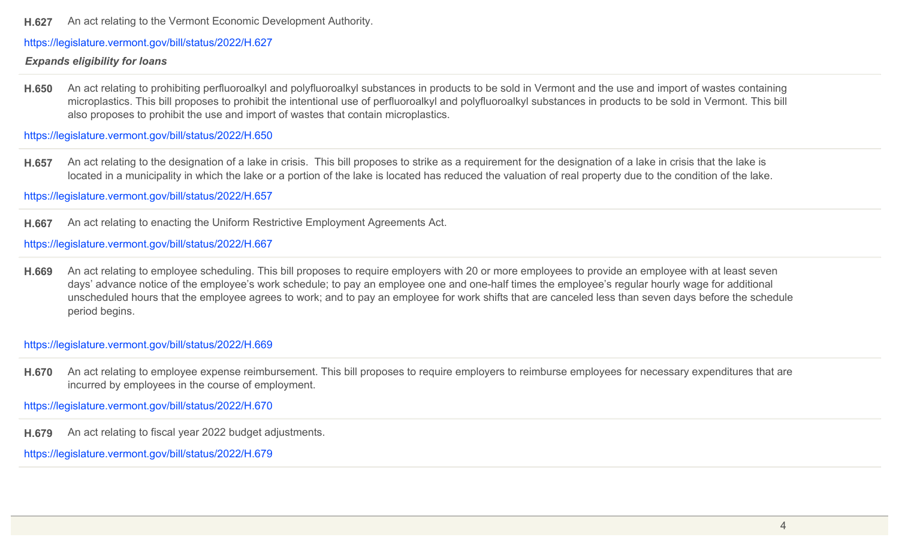**H.627** An act relating to the Vermont Economic Development Authority.

https://legislature.vermont.gov/bill/status/2022/H.627

***Expands eligibility for loans***

---

**H.650** An act relating to prohibiting perfluoroalkyl and polyfluoroalkyl substances in products to be sold in Vermont and the use and import of wastes containing microplastics. This bill proposes to prohibit the intentional use of perfluoroalkyl and polyfluoroalkyl substances in products to be sold in Vermont. This bill also proposes to prohibit the use and import of wastes that contain microplastics.

https://legislature.vermont.gov/bill/status/2022/H.650

---

**H.657** An act relating to the designation of a lake in crisis. This bill proposes to strike as a requirement for the designation of a lake in crisis that the lake is located in a municipality in which the lake or a portion of the lake is located has reduced the valuation of real property due to the condition of the lake.

https://legislature.vermont.gov/bill/status/2022/H.657

---

**H.667** An act relating to enacting the Uniform Restrictive Employment Agreements Act.

https://legislature.vermont.gov/bill/status/2022/H.667

---

**H.669** An act relating to employee scheduling. This bill proposes to require employers with 20 or more employees to provide an employee with at least seven days' advance notice of the employee's work schedule; to pay an employee one and one-half times the employee's regular hourly wage for additional unscheduled hours that the employee agrees to work; and to pay an employee for work shifts that are canceled less than seven days before the schedule period begins.

https://legislature.vermont.gov/bill/status/2022/H.669

---

**H.670** An act relating to employee expense reimbursement. This bill proposes to require employers to reimburse employees for necessary expenditures that are incurred by employees in the course of employment.

https://legislature.vermont.gov/bill/status/2022/H.670

---

**H.679** An act relating to fiscal year 2022 budget adjustments.

https://legislature.vermont.gov/bill/status/2022/H.679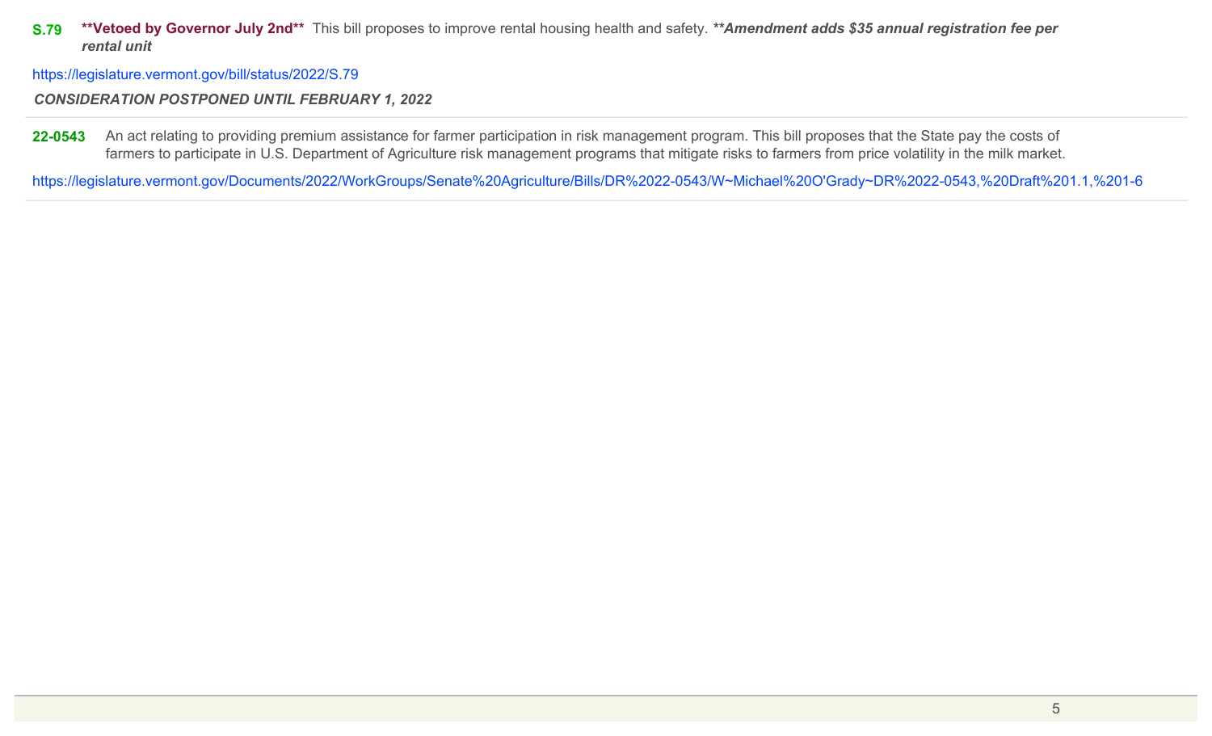**S.79** **\*\*Vetoed by Governor July 2nd\*\*** This bill proposes to improve rental housing health and safety. ***\*\*Amendment adds $35 annual registration fee per rental unit***

https://legislature.vermont.gov/bill/status/2022/S.79

***CONSIDERATION POSTPONED UNTIL FEBRUARY 1, 2022***

---

**22-0543** An act relating to providing premium assistance for farmer participation in risk management program. This bill proposes that the State pay the costs of farmers to participate in U.S. Department of Agriculture risk management programs that mitigate risks to farmers from price volatility in the milk market.

https://legislature.vermont.gov/Documents/2022/WorkGroups/Senate%20Agriculture/Bills/DR%2022-0543/W~Michael%20O'Grady~DR%2022-0543,%20Draft%201.1,%201-6